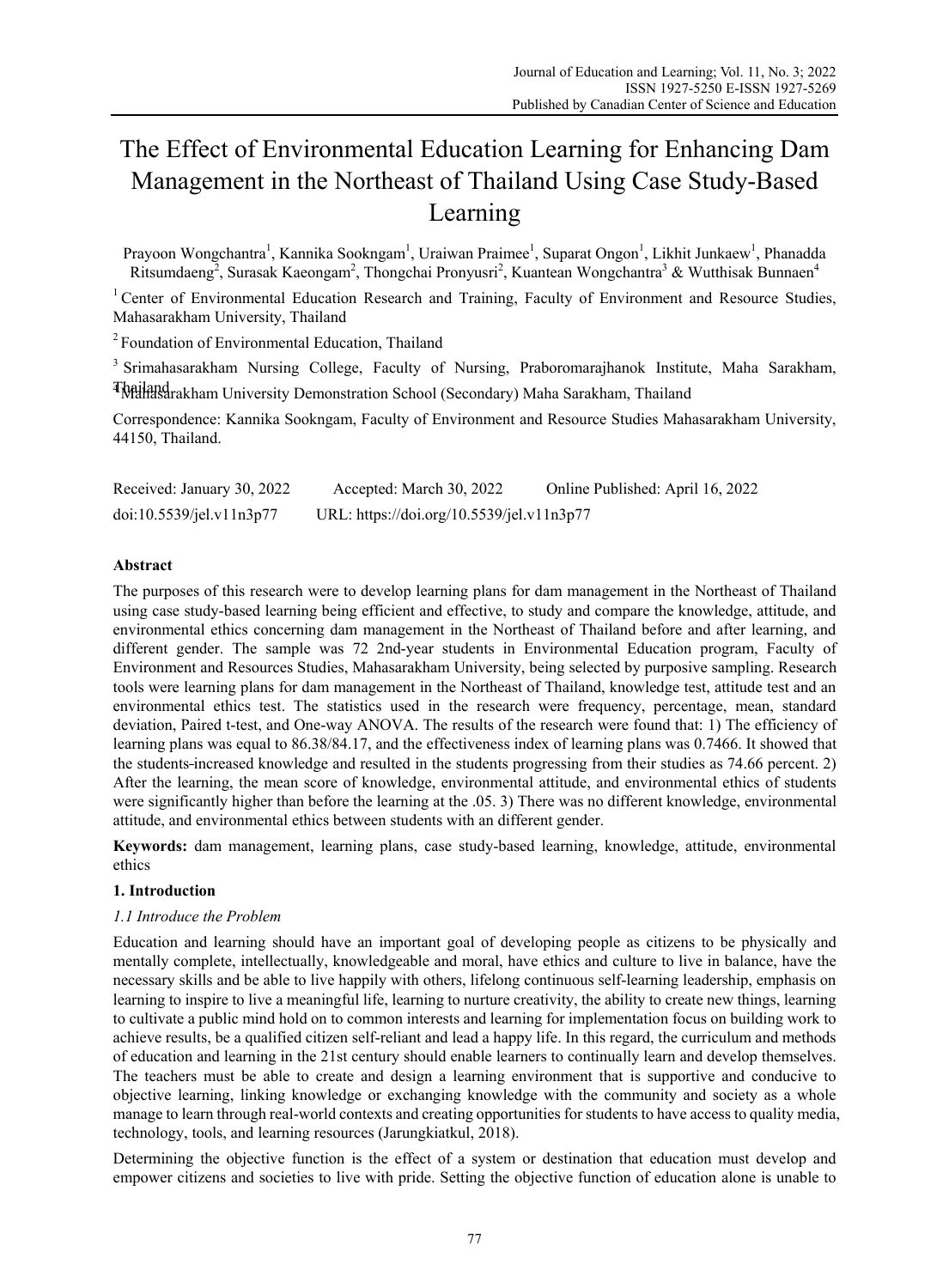# The Effect of Environmental Education Learning for Enhancing Dam Management in the Northeast of Thailand Using Case Study-Based Learning

Prayoon Wongchantra[1], Kannika Sookngam[1], Uraiwan Praimee[1], Suparat Ongon[1], Likhit Junkaew[1], Phanadda Ritsumdaeng[2], Surasak Kaeongam[2], Thongchai Pronyusri[2], Kuantean Wongchantra[3] & Wutthisak Bunnaen[4]

[1] Center of Environmental Education Research and Training, Faculty of Environment and Resource Studies, Mahasarakham University, Thailand

[2] Foundation of Environmental Education, Thailand

[3] Srimahasarakham Nursing College, Faculty of Nursing, Praboromarajhanok Institute, Maha Sarakham, Thailand

[4] Mahasarakham University Demonstration School (Secondary) Maha Sarakham, Thailand

Correspondence: Kannika Sookngam, Faculty of Environment and Resource Studies Mahasarakham University, 44150, Thailand.

Received: January 30, 2022 Accepted: March 30, 2022 Online Published: April 16, 2022

doi:10.5539/jel.v11n3p77 URL: https://doi.org/10.5539/jel.v11n3p77

## Abstract

The purposes of this research were to develop learning plans for dam management in the Northeast of Thailand using case study-based learning being efficient and effective, to study and compare the knowledge, attitude, and environmental ethics concerning dam management in the Northeast of Thailand before and after learning, and different gender. The sample was 72 2nd-year students in Environmental Education program, Faculty of Environment and Resources Studies, Mahasarakham University, being selected by purposive sampling. Research tools were learning plans for dam management in the Northeast of Thailand, knowledge test, attitude test and an environmental ethics test. The statistics used in the research were frequency, percentage, mean, standard deviation, Paired t-test, and One-way ANOVA. The results of the research were found that: 1) The efficiency of learning plans was equal to 86.38/84.17, and the effectiveness index of learning plans was 0.7466. It showed that the students increased knowledge and resulted in the students progressing from their studies as 74.66 percent. 2) After the learning, the mean score of knowledge, environmental attitude, and environmental ethics of students were significantly higher than before the learning at the .05. 3) There was no different knowledge, environmental attitude, and environmental ethics between students with an different gender.

**Keywords:** dam management, learning plans, case study-based learning, knowledge, attitude, environmental ethics

## 1. Introduction

### *1.1 Introduce the Problem*

Education and learning should have an important goal of developing people as citizens to be physically and mentally complete, intellectually, knowledgeable and moral, have ethics and culture to live in balance, have the necessary skills and be able to live happily with others, lifelong continuous self-learning leadership, emphasis on learning to inspire to live a meaningful life, learning to nurture creativity, the ability to create new things, learning to cultivate a public mind hold on to common interests and learning for implementation focus on building work to achieve results, be a qualified citizen self-reliant and lead a happy life. In this regard, the curriculum and methods of education and learning in the 21st century should enable learners to continually learn and develop themselves. The teachers must be able to create and design a learning environment that is supportive and conducive to objective learning, linking knowledge or exchanging knowledge with the community and society as a whole manage to learn through real-world contexts and creating opportunities for students to have access to quality media, technology, tools, and learning resources (Jarungkiatkul, 2018).

Determining the objective function is the effect of a system or destination that education must develop and empower citizens and societies to live with pride. Setting the objective function of education alone is unable to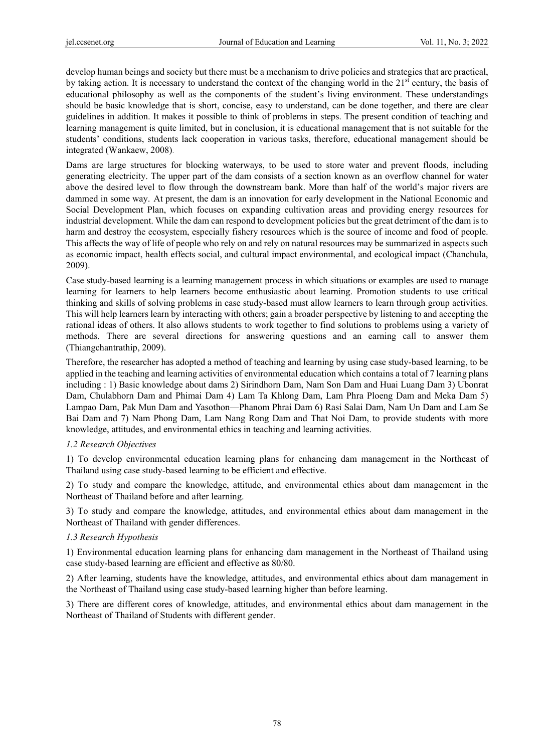develop human beings and society but there must be a mechanism to drive policies and strategies that are practical, by taking action. It is necessary to understand the context of the changing world in the 21st century, the basis of educational philosophy as well as the components of the student's living environment. These understandings should be basic knowledge that is short, concise, easy to understand, can be done together, and there are clear guidelines in addition. It makes it possible to think of problems in steps. The present condition of teaching and learning management is quite limited, but in conclusion, it is educational management that is not suitable for the students' conditions, students lack cooperation in various tasks, therefore, educational management should be integrated (Wankaew, 2008).

Dams are large structures for blocking waterways, to be used to store water and prevent floods, including generating electricity. The upper part of the dam consists of a section known as an overflow channel for water above the desired level to flow through the downstream bank. More than half of the world's major rivers are dammed in some way. At present, the dam is an innovation for early development in the National Economic and Social Development Plan, which focuses on expanding cultivation areas and providing energy resources for industrial development. While the dam can respond to development policies but the great detriment of the dam is to harm and destroy the ecosystem, especially fishery resources which is the source of income and food of people. This affects the way of life of people who rely on and rely on natural resources may be summarized in aspects such as economic impact, health effects social, and cultural impact environmental, and ecological impact (Chanchula, 2009).

Case study-based learning is a learning management process in which situations or examples are used to manage learning for learners to help learners become enthusiastic about learning. Promotion students to use critical thinking and skills of solving problems in case study-based must allow learners to learn through group activities. This will help learners learn by interacting with others; gain a broader perspective by listening to and accepting the rational ideas of others. It also allows students to work together to find solutions to problems using a variety of methods. There are several directions for answering questions and an earning call to answer them (Thiangchantrathip, 2009).

Therefore, the researcher has adopted a method of teaching and learning by using case study-based learning, to be applied in the teaching and learning activities of environmental education which contains a total of 7 learning plans including : 1) Basic knowledge about dams 2) Sirindhorn Dam, Nam Son Dam and Huai Luang Dam 3) Ubonrat Dam, Chulabhorn Dam and Phimai Dam 4) Lam Ta Khlong Dam, Lam Phra Ploeng Dam and Meka Dam 5) Lampao Dam, Pak Mun Dam and Yasothon—Phanom Phrai Dam 6) Rasi Salai Dam, Nam Un Dam and Lam Se Bai Dam and 7) Nam Phong Dam, Lam Nang Rong Dam and That Noi Dam, to provide students with more knowledge, attitudes, and environmental ethics in teaching and learning activities.

### *1.2 Research Objectives*

1) To develop environmental education learning plans for enhancing dam management in the Northeast of Thailand using case study-based learning to be efficient and effective.

2) To study and compare the knowledge, attitude, and environmental ethics about dam management in the Northeast of Thailand before and after learning.

3) To study and compare the knowledge, attitudes, and environmental ethics about dam management in the Northeast of Thailand with gender differences.

### *1.3 Research Hypothesis*

1) Environmental education learning plans for enhancing dam management in the Northeast of Thailand using case study-based learning are efficient and effective as 80/80.

2) After learning, students have the knowledge, attitudes, and environmental ethics about dam management in the Northeast of Thailand using case study-based learning higher than before learning.

3) There are different cores of knowledge, attitudes, and environmental ethics about dam management in the Northeast of Thailand of Students with different gender.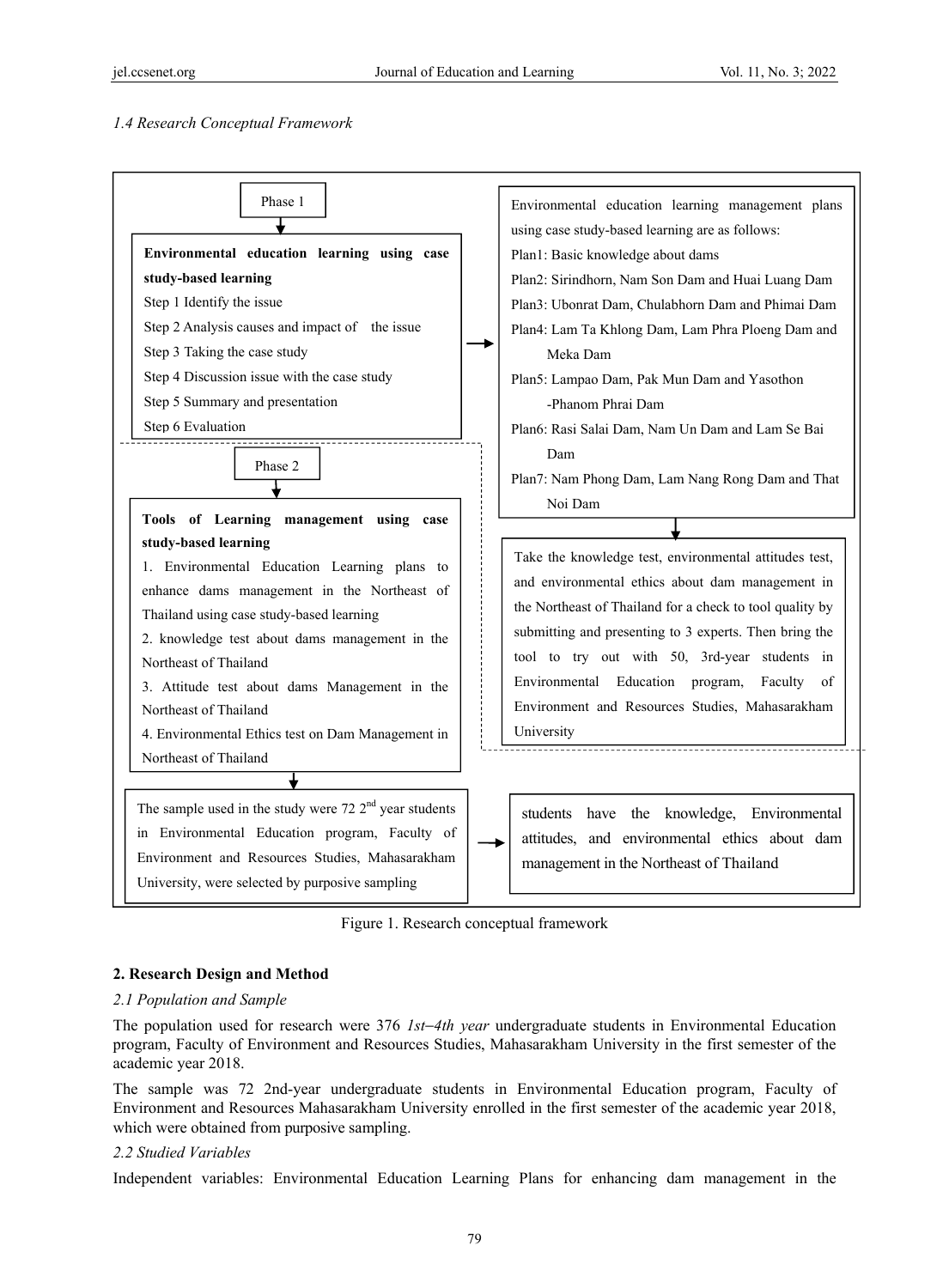*1.4 Research Conceptual Framework*

Phase 1

**Environmental education learning using case study-based learning**

Step 1 Identify the issue

Step 2 Analysis causes and impact of the issue

Step 3 Taking the case study

Step 4 Discussion issue with the case study

Step 5 Summary and presentation

Step 6 Evaluation

Environmental education learning management plans using case study-based learning are as follows:

Plan1: Basic knowledge about dams

Plan2: Sirindhorn, Nam Son Dam and Huai Luang Dam

Plan3: Ubonrat Dam, Chulabhorn Dam and Phimai Dam

Plan4: Lam Ta Khlong Dam, Lam Phra Ploeng Dam and Meka Dam

Plan5: Lampao Dam, Pak Mun Dam and Yasothon -Phanom Phrai Dam

Plan6: Rasi Salai Dam, Nam Un Dam and Lam Se Bai Dam

Plan7: Nam Phong Dam, Lam Nang Rong Dam and That Noi Dam

Phase 2

**Tools of Learning management using case study-based learning**

1. Environmental Education Learning plans to enhance dams management in the Northeast of Thailand using case study-based learning
2. knowledge test about dams management in the Northeast of Thailand
3. Attitude test about dams Management in the Northeast of Thailand
4. Environmental Ethics test on Dam Management in Northeast of Thailand

Take the knowledge test, environmental attitudes test, and environmental ethics about dam management in the Northeast of Thailand for a check to tool quality by submitting and presenting to 3 experts. Then bring the tool to try out with 50, 3rd-year students in Environmental Education program, Faculty of Environment and Resources Studies, Mahasarakham University

The sample used in the study were 72 2nd year students in Environmental Education program, Faculty of Environment and Resources Studies, Mahasarakham University, were selected by purposive sampling

students have the knowledge, Environmental attitudes, and environmental ethics about dam management in the Northeast of Thailand

Figure 1. Research conceptual framework

## 2. Research Design and Method

### *2.1 Population and Sample*

The population used for research were 376 *1st–4th year* undergraduate students in Environmental Education program, Faculty of Environment and Resources Studies, Mahasarakham University in the first semester of the academic year 2018.

The sample was 72 2nd-year undergraduate students in Environmental Education program, Faculty of Environment and Resources Mahasarakham University enrolled in the first semester of the academic year 2018, which were obtained from purposive sampling.

### *2.2 Studied Variables*

Independent variables: Environmental Education Learning Plans for enhancing dam management in the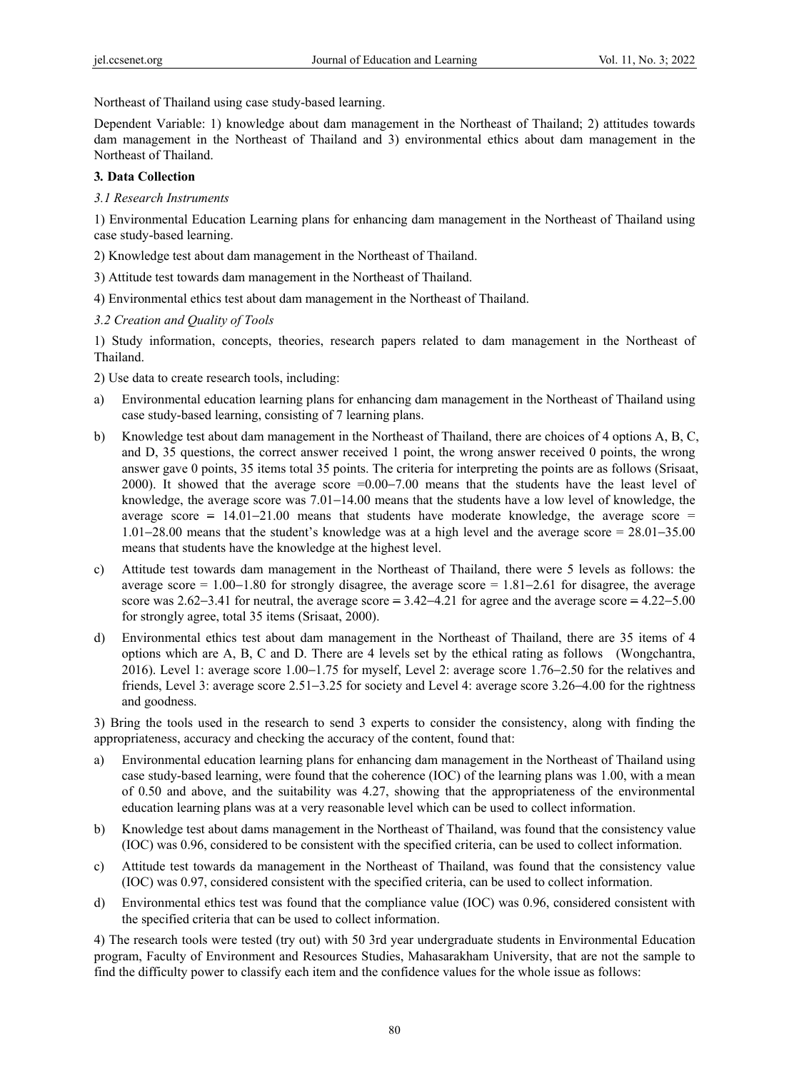Northeast of Thailand using case study-based learning.

Dependent Variable: 1) knowledge about dam management in the Northeast of Thailand; 2) attitudes towards dam management in the Northeast of Thailand and 3) environmental ethics about dam management in the Northeast of Thailand.

**3. Data Collection**

*3.1 Research Instruments*

1) Environmental Education Learning plans for enhancing dam management in the Northeast of Thailand using case study-based learning.

2) Knowledge test about dam management in the Northeast of Thailand.

3) Attitude test towards dam management in the Northeast of Thailand.

4) Environmental ethics test about dam management in the Northeast of Thailand.

*3.2 Creation and Quality of Tools*

1) Study information, concepts, theories, research papers related to dam management in the Northeast of Thailand.

2) Use data to create research tools, including:

a) Environmental education learning plans for enhancing dam management in the Northeast of Thailand using case study-based learning, consisting of 7 learning plans.

b) Knowledge test about dam management in the Northeast of Thailand, there are choices of 4 options A, B, C, and D, 35 questions, the correct answer received 1 point, the wrong answer received 0 points, the wrong answer gave 0 points, 35 items total 35 points. The criteria for interpreting the points are as follows (Srisaat, 2000). It showed that the average score =0.00–7.00 means that the students have the least level of knowledge, the average score was 7.01–14.00 means that the students have a low level of knowledge, the average score = 14.01–21.00 means that students have moderate knowledge, the average score = 1.01–28.00 means that the student's knowledge was at a high level and the average score = 28.01–35.00 means that students have the knowledge at the highest level.

c) Attitude test towards dam management in the Northeast of Thailand, there were 5 levels as follows: the average score = 1.00–1.80 for strongly disagree, the average score = 1.81–2.61 for disagree, the average score was 2.62–3.41 for neutral, the average score = 3.42–4.21 for agree and the average score = 4.22–5.00 for strongly agree, total 35 items (Srisaat, 2000).

d) Environmental ethics test about dam management in the Northeast of Thailand, there are 35 items of 4 options which are A, B, C and D. There are 4 levels set by the ethical rating as follows (Wongchantra, 2016). Level 1: average score 1.00–1.75 for myself, Level 2: average score 1.76–2.50 for the relatives and friends, Level 3: average score 2.51–3.25 for society and Level 4: average score 3.26–4.00 for the rightness and goodness.

3) Bring the tools used in the research to send 3 experts to consider the consistency, along with finding the appropriateness, accuracy and checking the accuracy of the content, found that:

a) Environmental education learning plans for enhancing dam management in the Northeast of Thailand using case study-based learning, were found that the coherence (IOC) of the learning plans was 1.00, with a mean of 0.50 and above, and the suitability was 4.27, showing that the appropriateness of the environmental education learning plans was at a very reasonable level which can be used to collect information.

b) Knowledge test about dams management in the Northeast of Thailand, was found that the consistency value (IOC) was 0.96, considered to be consistent with the specified criteria, can be used to collect information.

c) Attitude test towards da management in the Northeast of Thailand, was found that the consistency value (IOC) was 0.97, considered consistent with the specified criteria, can be used to collect information.

d) Environmental ethics test was found that the compliance value (IOC) was 0.96, considered consistent with the specified criteria that can be used to collect information.

4) The research tools were tested (try out) with 50 3rd year undergraduate students in Environmental Education program, Faculty of Environment and Resources Studies, Mahasarakham University, that are not the sample to find the difficulty power to classify each item and the confidence values for the whole issue as follows: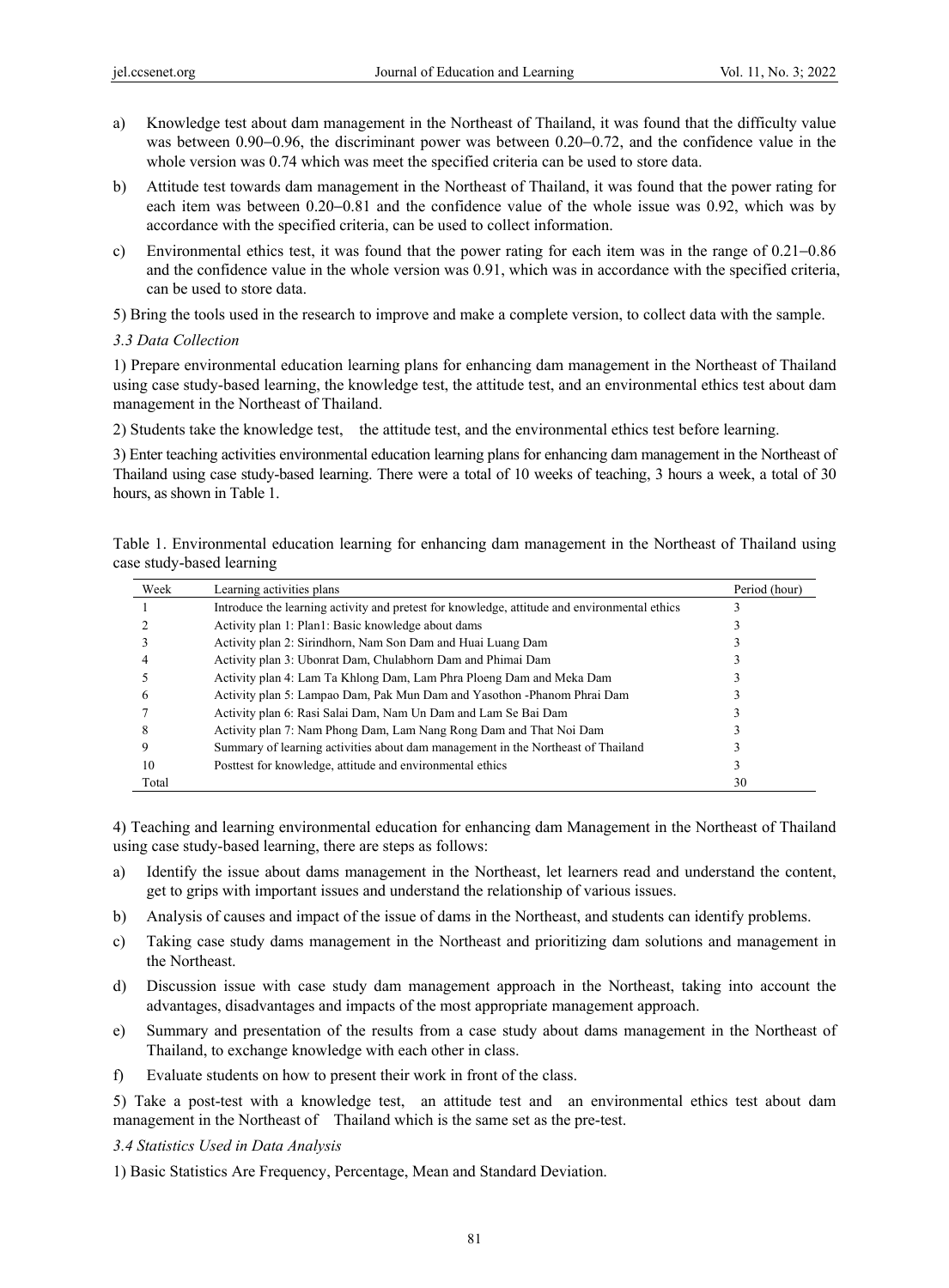a) Knowledge test about dam management in the Northeast of Thailand, it was found that the difficulty value was between 0.90–0.96, the discriminant power was between 0.20–0.72, and the confidence value in the whole version was 0.74 which was meet the specified criteria can be used to store data.

b) Attitude test towards dam management in the Northeast of Thailand, it was found that the power rating for each item was between 0.20–0.81 and the confidence value of the whole issue was 0.92, which was by accordance with the specified criteria, can be used to collect information.

c) Environmental ethics test, it was found that the power rating for each item was in the range of 0.21–0.86 and the confidence value in the whole version was 0.91, which was in accordance with the specified criteria, can be used to store data.

5) Bring the tools used in the research to improve and make a complete version, to collect data with the sample.

*3.3 Data Collection*

1) Prepare environmental education learning plans for enhancing dam management in the Northeast of Thailand using case study-based learning, the knowledge test, the attitude test, and an environmental ethics test about dam management in the Northeast of Thailand.

2) Students take the knowledge test, the attitude test, and the environmental ethics test before learning.

3) Enter teaching activities environmental education learning plans for enhancing dam management in the Northeast of Thailand using case study-based learning. There were a total of 10 weeks of teaching, 3 hours a week, a total of 30 hours, as shown in Table 1.

Table 1. Environmental education learning for enhancing dam management in the Northeast of Thailand using case study-based learning

| Week | Learning activities plans | Period (hour) |
|---|---|---|
| 1 | Introduce the learning activity and pretest for knowledge, attitude and environmental ethics | 3 |
| 2 | Activity plan 1: Plan1: Basic knowledge about dams | 3 |
| 3 | Activity plan 2: Sirindhorn, Nam Son Dam and Huai Luang Dam | 3 |
| 4 | Activity plan 3: Ubonrat Dam, Chulabhorn Dam and Phimai Dam | 3 |
| 5 | Activity plan 4: Lam Ta Khlong Dam, Lam Phra Ploeng Dam and Meka Dam | 3 |
| 6 | Activity plan 5: Lampao Dam, Pak Mun Dam and Yasothon -Phanom Phrai Dam | 3 |
| 7 | Activity plan 6: Rasi Salai Dam, Nam Un Dam and Lam Se Bai Dam | 3 |
| 8 | Activity plan 7: Nam Phong Dam, Lam Nang Rong Dam and That Noi Dam | 3 |
| 9 | Summary of learning activities about dam management in the Northeast of Thailand | 3 |
| 10 | Posttest for knowledge, attitude and environmental ethics | 3 |
| Total | | 30 |

4) Teaching and learning environmental education for enhancing dam Management in the Northeast of Thailand using case study-based learning, there are steps as follows:

a) Identify the issue about dams management in the Northeast, let learners read and understand the content, get to grips with important issues and understand the relationship of various issues.

b) Analysis of causes and impact of the issue of dams in the Northeast, and students can identify problems.

c) Taking case study dams management in the Northeast and prioritizing dam solutions and management in the Northeast.

d) Discussion issue with case study dam management approach in the Northeast, taking into account the advantages, disadvantages and impacts of the most appropriate management approach.

e) Summary and presentation of the results from a case study about dams management in the Northeast of Thailand, to exchange knowledge with each other in class.

f) Evaluate students on how to present their work in front of the class.

5) Take a post-test with a knowledge test, an attitude test and an environmental ethics test about dam management in the Northeast of Thailand which is the same set as the pre-test.

*3.4 Statistics Used in Data Analysis*

1) Basic Statistics Are Frequency, Percentage, Mean and Standard Deviation.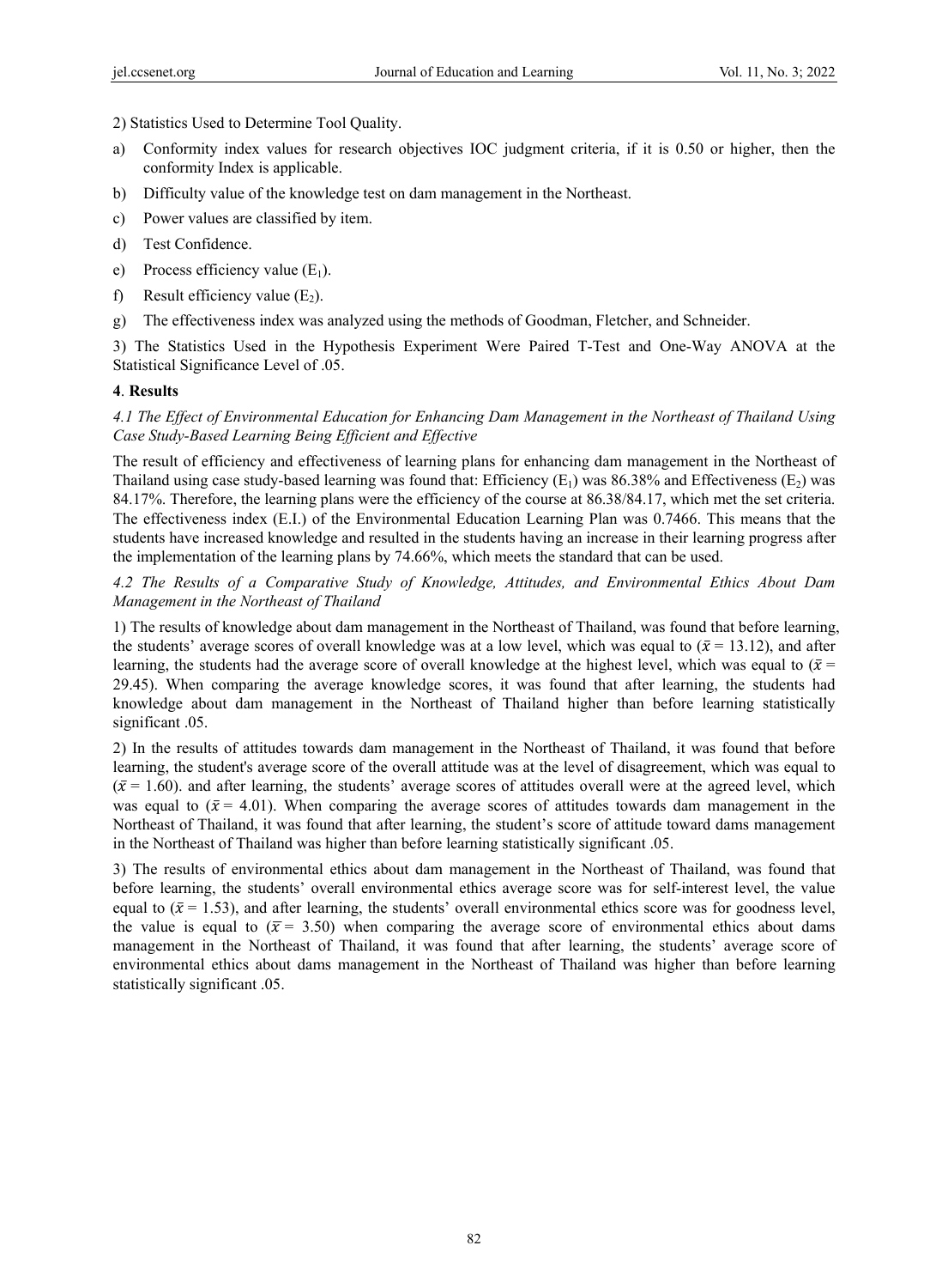2) Statistics Used to Determine Tool Quality.

a) Conformity index values for research objectives IOC judgment criteria, if it is 0.50 or higher, then the conformity Index is applicable.

b) Difficulty value of the knowledge test on dam management in the Northeast.

c) Power values are classified by item.

d) Test Confidence.

e) Process efficiency value ($E_1$).

f) Result efficiency value ($E_2$).

g) The effectiveness index was analyzed using the methods of Goodman, Fletcher, and Schneider.

3) The Statistics Used in the Hypothesis Experiment Were Paired T-Test and One-Way ANOVA at the Statistical Significance Level of .05.

## 4. Results

### *4.1 The Effect of Environmental Education for Enhancing Dam Management in the Northeast of Thailand Using Case Study-Based Learning Being Efficient and Effective*

The result of efficiency and effectiveness of learning plans for enhancing dam management in the Northeast of Thailand using case study-based learning was found that: Efficiency ($E_1$) was 86.38% and Effectiveness ($E_2$) was 84.17%. Therefore, the learning plans were the efficiency of the course at 86.38/84.17, which met the set criteria. The effectiveness index (E.I.) of the Environmental Education Learning Plan was 0.7466. This means that the students have increased knowledge and resulted in the students having an increase in their learning progress after the implementation of the learning plans by 74.66%, which meets the standard that can be used.

### *4.2 The Results of a Comparative Study of Knowledge, Attitudes, and Environmental Ethics About Dam Management in the Northeast of Thailand*

1) The results of knowledge about dam management in the Northeast of Thailand, was found that before learning, the students' average scores of overall knowledge was at a low level, which was equal to ($\bar{x}$ = 13.12), and after learning, the students had the average score of overall knowledge at the highest level, which was equal to ($\bar{x}$ = 29.45). When comparing the average knowledge scores, it was found that after learning, the students had knowledge about dam management in the Northeast of Thailand higher than before learning statistically significant .05.

2) In the results of attitudes towards dam management in the Northeast of Thailand, it was found that before learning, the student's average score of the overall attitude was at the level of disagreement, which was equal to ($\bar{x}$ = 1.60). and after learning, the students' average scores of attitudes overall were at the agreed level, which was equal to ($\bar{x}$ = 4.01). When comparing the average scores of attitudes towards dam management in the Northeast of Thailand, it was found that after learning, the student's score of attitude toward dams management in the Northeast of Thailand was higher than before learning statistically significant .05.

3) The results of environmental ethics about dam management in the Northeast of Thailand, was found that before learning, the students' overall environmental ethics average score was for self-interest level, the value equal to ($\bar{x}$ = 1.53), and after learning, the students' overall environmental ethics score was for goodness level, the value is equal to ($\bar{x}$ = 3.50) when comparing the average score of environmental ethics about dams management in the Northeast of Thailand, it was found that after learning, the students' average score of environmental ethics about dams management in the Northeast of Thailand was higher than before learning statistically significant .05.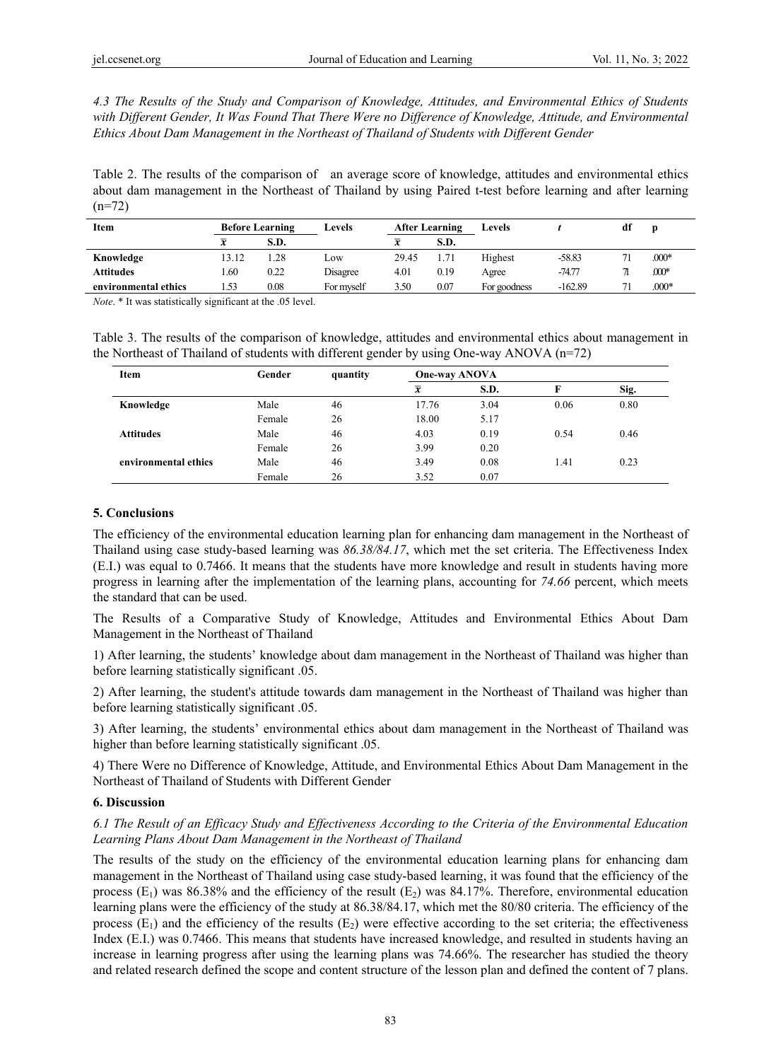*4.3 The Results of the Study and Comparison of Knowledge, Attitudes, and Environmental Ethics of Students with Different Gender, It Was Found That There Were no Difference of Knowledge, Attitude, and Environmental Ethics About Dam Management in the Northeast of Thailand of Students with Different Gender*

Table 2. The results of the comparison of an average score of knowledge, attitudes and environmental ethics about dam management in the Northeast of Thailand by using Paired t-test before learning and after learning (n=72)

| Item | Before Learning | | Levels | After Learning | | Levels | *t* | df | p |
|---|---|---|---|---|---|---|---|---|---|
| | $\bar{x}$ | S.D. | | $\bar{x}$ | S.D. | | | | |
| **Knowledge** | 13.12 | 1.28 | Low | 29.45 | 1.71 | Highest | -58.83 | 71 | .000* |
| **Attitudes** | 1.60 | 0.22 | Disagree | 4.01 | 0.19 | Agree | -74.77 | 71 | .000* |
| **environmental ethics** | 1.53 | 0.08 | For myself | 3.50 | 0.07 | For goodness | -162.89 | 71 | .000* |

*Note*. * It was statistically significant at the .05 level.

Table 3. The results of the comparison of knowledge, attitudes and environmental ethics about management in the Northeast of Thailand of students with different gender by using One-way ANOVA (n=72)

| Item | Gender | quantity | One-way ANOVA | | | |
|---|---|---|---|---|---|---|
| | | | $\bar{x}$ | S.D. | F | Sig. |
| **Knowledge** | Male | 46 | 17.76 | 3.04 | 0.06 | 0.80 |
| | Female | 26 | 18.00 | 5.17 | | |
| **Attitudes** | Male | 46 | 4.03 | 0.19 | 0.54 | 0.46 |
| | Female | 26 | 3.99 | 0.20 | | |
| **environmental ethics** | Male | 46 | 3.49 | 0.08 | 1.41 | 0.23 |
| | Female | 26 | 3.52 | 0.07 | | |

## 5. Conclusions

The efficiency of the environmental education learning plan for enhancing dam management in the Northeast of Thailand using case study-based learning was *86.38/84.17*, which met the set criteria. The Effectiveness Index (E.I.) was equal to 0.7466. It means that the students have more knowledge and result in students having more progress in learning after the implementation of the learning plans, accounting for *74.66* percent, which meets the standard that can be used.

The Results of a Comparative Study of Knowledge, Attitudes and Environmental Ethics About Dam Management in the Northeast of Thailand

1) After learning, the students' knowledge about dam management in the Northeast of Thailand was higher than before learning statistically significant .05.

2) After learning, the student's attitude towards dam management in the Northeast of Thailand was higher than before learning statistically significant .05.

3) After learning, the students' environmental ethics about dam management in the Northeast of Thailand was higher than before learning statistically significant .05.

4) There Were no Difference of Knowledge, Attitude, and Environmental Ethics About Dam Management in the Northeast of Thailand of Students with Different Gender

## 6. Discussion

### *6.1 The Result of an Efficacy Study and Effectiveness According to the Criteria of the Environmental Education Learning Plans About Dam Management in the Northeast of Thailand*

The results of the study on the efficiency of the environmental education learning plans for enhancing dam management in the Northeast of Thailand using case study-based learning, it was found that the efficiency of the process ($E_1$) was 86.38% and the efficiency of the result ($E_2$) was 84.17%. Therefore, environmental education learning plans were the efficiency of the study at 86.38/84.17, which met the 80/80 criteria. The efficiency of the process ($E_1$) and the efficiency of the results ($E_2$) were effective according to the set criteria; the effectiveness Index (E.I.) was 0.7466. This means that students have increased knowledge, and resulted in students having an increase in learning progress after using the learning plans was 74.66%. The researcher has studied the theory and related research defined the scope and content structure of the lesson plan and defined the content of 7 plans.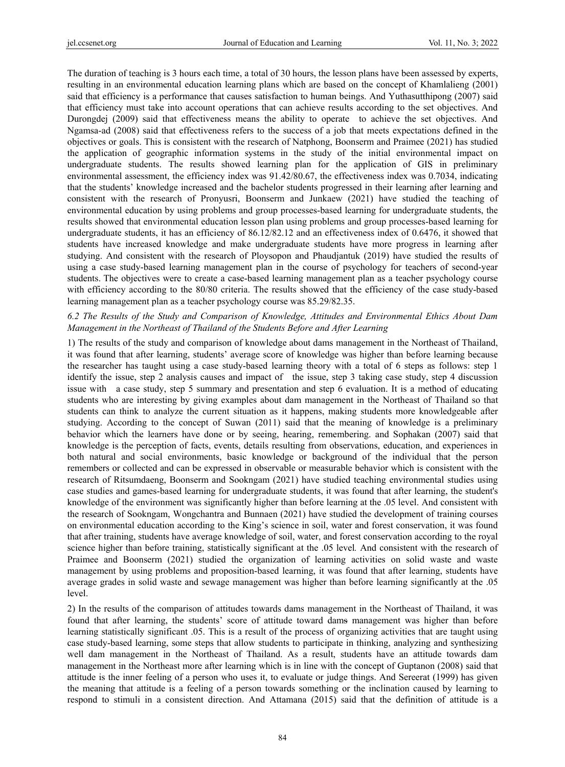The duration of teaching is 3 hours each time, a total of 30 hours, the lesson plans have been assessed by experts, resulting in an environmental education learning plans which are based on the concept of Khamlalieng (2001) said that efficiency is a performance that causes satisfaction to human beings. And Yuthasutthipong (2007) said that efficiency must take into account operations that can achieve results according to the set objectives. And Durongdej (2009) said that effectiveness means the ability to operate to achieve the set objectives. And Ngamsa-ad (2008) said that effectiveness refers to the success of a job that meets expectations defined in the objectives or goals. This is consistent with the research of Natphong, Boonserm and Praimee (2021) has studied the application of geographic information systems in the study of the initial environmental impact on undergraduate students. The results showed learning plan for the application of GIS in preliminary environmental assessment, the efficiency index was 91.42/80.67, the effectiveness index was 0.7034, indicating that the students' knowledge increased and the bachelor students progressed in their learning after learning and consistent with the research of Pronyusri, Boonserm and Junkaew (2021) have studied the teaching of environmental education by using problems and group processes-based learning for undergraduate students, the results showed that environmental education lesson plan using problems and group processes-based learning for undergraduate students, it has an efficiency of 86.12/82.12 and an effectiveness index of 0.6476, it showed that students have increased knowledge and make undergraduate students have more progress in learning after studying. And consistent with the research of Ploysopon and Phaudjantuk (2019) have studied the results of using a case study-based learning management plan in the course of psychology for teachers of second-year students. The objectives were to create a case-based learning management plan as a teacher psychology course with efficiency according to the 80/80 criteria. The results showed that the efficiency of the case study-based learning management plan as a teacher psychology course was 85.29/82.35.

### *6.2 The Results of the Study and Comparison of Knowledge, Attitudes and Environmental Ethics About Dam Management in the Northeast of Thailand of the Students Before and After Learning*

1) The results of the study and comparison of knowledge about dams management in the Northeast of Thailand, it was found that after learning, students' average score of knowledge was higher than before learning because the researcher has taught using a case study-based learning theory with a total of 6 steps as follows: step 1 identify the issue, step 2 analysis causes and impact of the issue, step 3 taking case study, step 4 discussion issue with a case study, step 5 summary and presentation and step 6 evaluation. It is a method of educating students who are interesting by giving examples about dam management in the Northeast of Thailand so that students can think to analyze the current situation as it happens, making students more knowledgeable after studying. According to the concept of Suwan (2011) said that the meaning of knowledge is a preliminary behavior which the learners have done or by seeing, hearing, remembering. and Sophakan (2007) said that knowledge is the perception of facts, events, details resulting from observations, education, and experiences in both natural and social environments, basic knowledge or background of the individual that the person remembers or collected and can be expressed in observable or measurable behavior which is consistent with the research of Ritsumdaeng, Boonserm and Sookngam (2021) have studied teaching environmental studies using case studies and games-based learning for undergraduate students, it was found that after learning, the student's knowledge of the environment was significantly higher than before learning at the .05 level. And consistent with the research of Sookngam, Wongchantra and Bunnaen (2021) have studied the development of training courses on environmental education according to the King's science in soil, water and forest conservation, it was found that after training, students have average knowledge of soil, water, and forest conservation according to the royal science higher than before training, statistically significant at the .05 level. And consistent with the research of Praimee and Boonserm (2021) studied the organization of learning activities on solid waste and waste management by using problems and proposition-based learning, it was found that after learning, students have average grades in solid waste and sewage management was higher than before learning significantly at the .05 level.

2) In the results of the comparison of attitudes towards dams management in the Northeast of Thailand, it was found that after learning, the students' score of attitude toward dams management was higher than before learning statistically significant .05. This is a result of the process of organizing activities that are taught using case study-based learning, some steps that allow students to participate in thinking, analyzing and synthesizing well dam management in the Northeast of Thailand. As a result, students have an attitude towards dam management in the Northeast more after learning which is in line with the concept of Guptanon (2008) said that attitude is the inner feeling of a person who uses it, to evaluate or judge things. And Sereerat (1999) has given the meaning that attitude is a feeling of a person towards something or the inclination caused by learning to respond to stimuli in a consistent direction. And Attamana (2015) said that the definition of attitude is a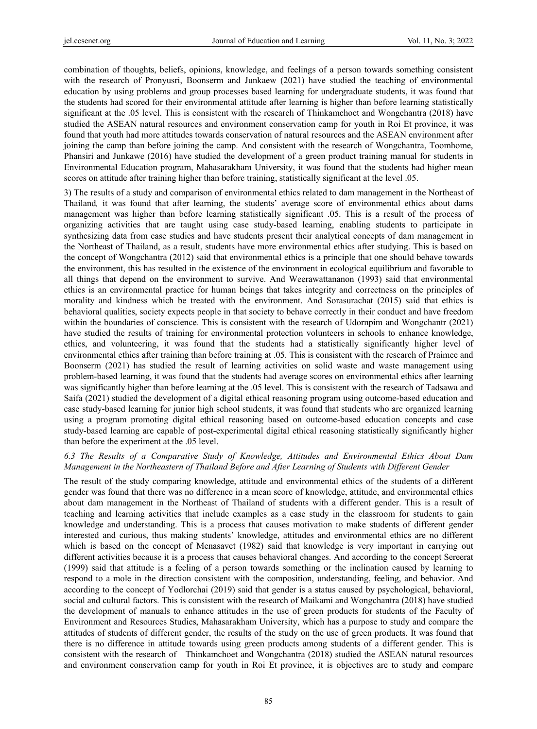combination of thoughts, beliefs, opinions, knowledge, and feelings of a person towards something consistent with the research of Pronyusri, Boonserm and Junkaew (2021) have studied the teaching of environmental education by using problems and group processes based learning for undergraduate students, it was found that the students had scored for their environmental attitude after learning is higher than before learning statistically significant at the .05 level. This is consistent with the research of Thinkamchoet and Wongchantra (2018) have studied the ASEAN natural resources and environment conservation camp for youth in Roi Et province, it was found that youth had more attitudes towards conservation of natural resources and the ASEAN environment after joining the camp than before joining the camp. And consistent with the research of Wongchantra, Toomhome, Phansiri and Junkawe (2016) have studied the development of a green product training manual for students in Environmental Education program, Mahasarakham University, it was found that the students had higher mean scores on attitude after training higher than before training, statistically significant at the level .05.

3) The results of a study and comparison of environmental ethics related to dam management in the Northeast of Thailand*,* it was found that after learning, the students' average score of environmental ethics about dams management was higher than before learning statistically significant .05. This is a result of the process of organizing activities that are taught using case study-based learning, enabling students to participate in synthesizing data from case studies and have students present their analytical concepts of dam management in the Northeast of Thailand, as a result, students have more environmental ethics after studying. This is based on the concept of Wongchantra (2012) said that environmental ethics is a principle that one should behave towards the environment, this has resulted in the existence of the environment in ecological equilibrium and favorable to all things that depend on the environment to survive. And Weerawattananon (1993) said that environmental ethics is an environmental practice for human beings that takes integrity and correctness on the principles of morality and kindness which be treated with the environment. And Sorasurachat (2015) said that ethics is behavioral qualities, society expects people in that society to behave correctly in their conduct and have freedom within the boundaries of conscience. This is consistent with the research of Udornpim and Wongchantr (2021) have studied the results of training for environmental protection volunteers in schools to enhance knowledge, ethics, and volunteering, it was found that the students had a statistically significantly higher level of environmental ethics after training than before training at .05. This is consistent with the research of Praimee and Boonserm (2021) has studied the result of learning activities on solid waste and waste management using problem-based learning, it was found that the students had average scores on environmental ethics after learning was significantly higher than before learning at the .05 level. This is consistent with the research of Tadsawa and Saifa (2021) studied the development of a digital ethical reasoning program using outcome-based education and case study-based learning for junior high school students, it was found that students who are organized learning using a program promoting digital ethical reasoning based on outcome-based education concepts and case study-based learning are capable of post-experimental digital ethical reasoning statistically significantly higher than before the experiment at the .05 level.

### *6.3 The Results of a Comparative Study of Knowledge, Attitudes and Environmental Ethics About Dam Management in the Northeastern of Thailand Before and After Learning of Students with Different Gender*

The result of the study comparing knowledge, attitude and environmental ethics of the students of a different gender was found that there was no difference in a mean score of knowledge, attitude, and environmental ethics about dam management in the Northeast of Thailand of students with a different gender. This is a result of teaching and learning activities that include examples as a case study in the classroom for students to gain knowledge and understanding. This is a process that causes motivation to make students of different gender interested and curious, thus making students' knowledge, attitudes and environmental ethics are no different which is based on the concept of Menasavet (1982) said that knowledge is very important in carrying out different activities because it is a process that causes behavioral changes. And according to the concept Sereerat (1999) said that attitude is a feeling of a person towards something or the inclination caused by learning to respond to a mole in the direction consistent with the composition, understanding, feeling, and behavior. And according to the concept of Yodlorchai (2019) said that gender is a status caused by psychological, behavioral, social and cultural factors. This is consistent with the research of Maikami and Wongchantra (2018) have studied the development of manuals to enhance attitudes in the use of green products for students of the Faculty of Environment and Resources Studies, Mahasarakham University, which has a purpose to study and compare the attitudes of students of different gender, the results of the study on the use of green products. It was found that there is no difference in attitude towards using green products among students of a different gender. This is consistent with the research of Thinkamchoet and Wongchantra (2018) studied the ASEAN natural resources and environment conservation camp for youth in Roi Et province, it is objectives are to study and compare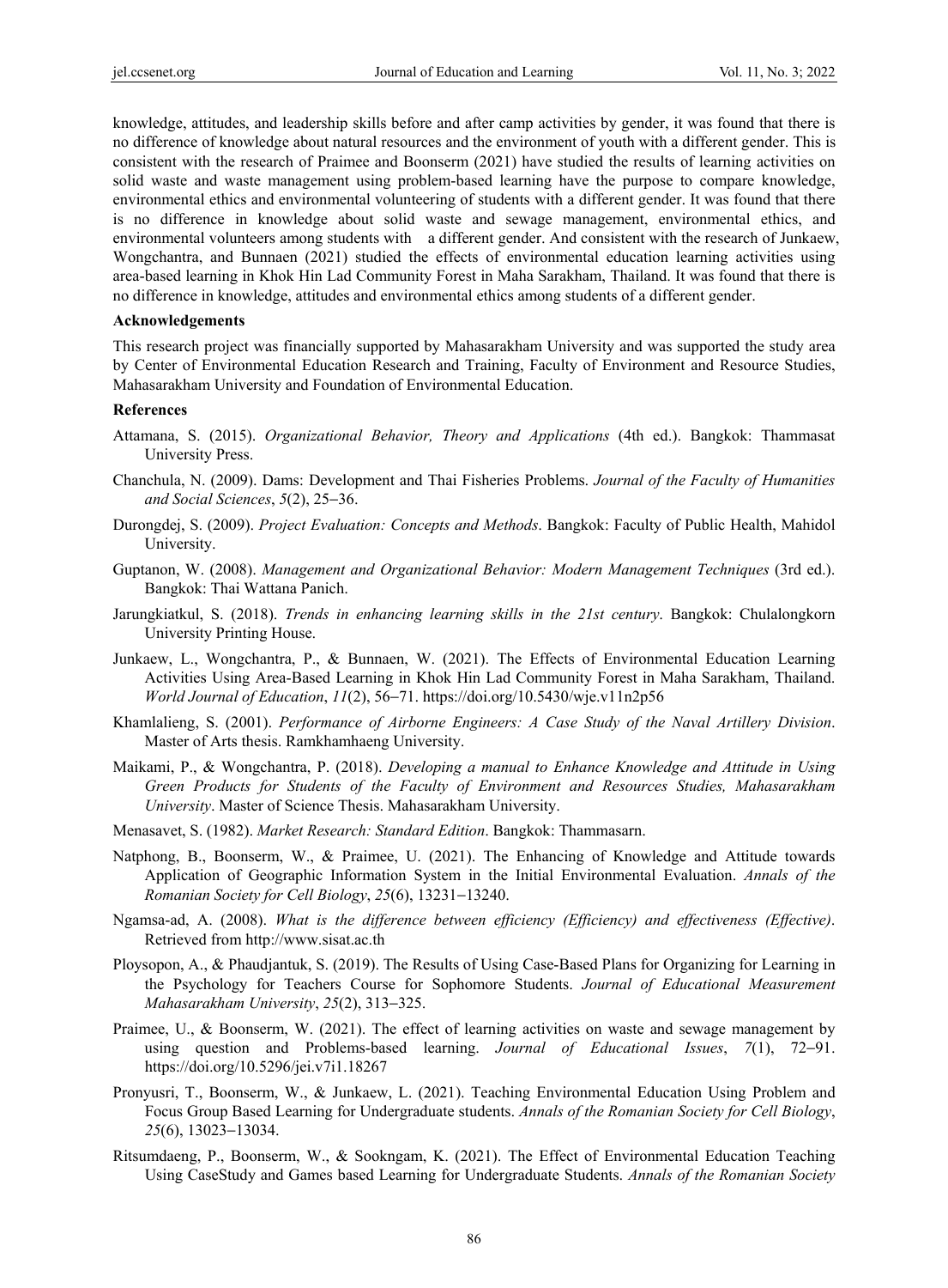knowledge, attitudes, and leadership skills before and after camp activities by gender, it was found that there is no difference of knowledge about natural resources and the environment of youth with a different gender. This is consistent with the research of Praimee and Boonserm (2021) have studied the results of learning activities on solid waste and waste management using problem-based learning have the purpose to compare knowledge, environmental ethics and environmental volunteering of students with a different gender. It was found that there is no difference in knowledge about solid waste and sewage management, environmental ethics, and environmental volunteers among students with a different gender. And consistent with the research of Junkaew, Wongchantra, and Bunnaen (2021) studied the effects of environmental education learning activities using area-based learning in Khok Hin Lad Community Forest in Maha Sarakham, Thailand. It was found that there is no difference in knowledge, attitudes and environmental ethics among students of a different gender.

**Acknowledgements**

This research project was financially supported by Mahasarakham University and was supported the study area by Center of Environmental Education Research and Training, Faculty of Environment and Resource Studies, Mahasarakham University and Foundation of Environmental Education.

**References**

Attamana, S. (2015). *Organizational Behavior, Theory and Applications* (4th ed.). Bangkok: Thammasat University Press.

Chanchula, N. (2009). Dams: Development and Thai Fisheries Problems. *Journal of the Faculty of Humanities and Social Sciences*, *5*(2), 25–36.

Durongdej, S. (2009). *Project Evaluation: Concepts and Methods*. Bangkok: Faculty of Public Health, Mahidol University.

Guptanon, W. (2008). *Management and Organizational Behavior: Modern Management Techniques* (3rd ed.). Bangkok: Thai Wattana Panich.

Jarungkiatkul, S. (2018). *Trends in enhancing learning skills in the 21st century*. Bangkok: Chulalongkorn University Printing House.

Junkaew, L., Wongchantra, P., & Bunnaen, W. (2021). The Effects of Environmental Education Learning Activities Using Area-Based Learning in Khok Hin Lad Community Forest in Maha Sarakham, Thailand. *World Journal of Education*, *11*(2), 56–71. https://doi.org/10.5430/wje.v11n2p56

Khamlalieng, S. (2001). *Performance of Airborne Engineers: A Case Study of the Naval Artillery Division*. Master of Arts thesis. Ramkhamhaeng University.

Maikami, P., & Wongchantra, P. (2018). *Developing a manual to Enhance Knowledge and Attitude in Using Green Products for Students of the Faculty of Environment and Resources Studies, Mahasarakham University*. Master of Science Thesis. Mahasarakham University.

Menasavet, S. (1982). *Market Research: Standard Edition*. Bangkok: Thammasarn.

Natphong, B., Boonserm, W., & Praimee, U. (2021). The Enhancing of Knowledge and Attitude towards Application of Geographic Information System in the Initial Environmental Evaluation. *Annals of the Romanian Society for Cell Biology*, *25*(6), 13231–13240.

Ngamsa-ad, A. (2008). *What is the difference between efficiency (Efficiency) and effectiveness (Effective)*. Retrieved from http://www.sisat.ac.th

Ploysopon, A., & Phaudjantuk, S. (2019). The Results of Using Case-Based Plans for Organizing for Learning in the Psychology for Teachers Course for Sophomore Students. *Journal of Educational Measurement Mahasarakham University*, *25*(2), 313–325.

Praimee, U., & Boonserm, W. (2021). The effect of learning activities on waste and sewage management by using question and Problems-based learning. *Journal of Educational Issues*, *7*(1), 72–91. https://doi.org/10.5296/jei.v7i1.18267

Pronyusri, T., Boonserm, W., & Junkaew, L. (2021). Teaching Environmental Education Using Problem and Focus Group Based Learning for Undergraduate students. *Annals of the Romanian Society for Cell Biology*, *25*(6), 13023–13034.

Ritsumdaeng, P., Boonserm, W., & Sookngam, K. (2021). The Effect of Environmental Education Teaching Using CaseStudy and Games based Learning for Undergraduate Students. *Annals of the Romanian Society*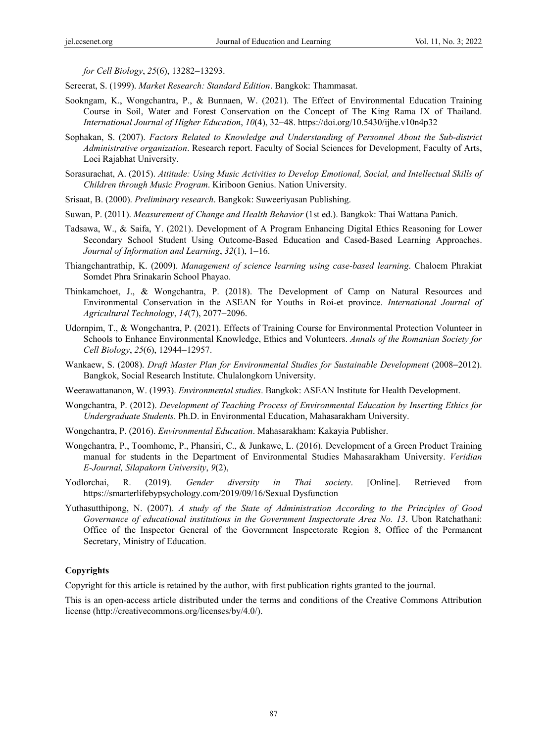*for Cell Biology*, *25*(6), 13282–13293.

Sereerat, S. (1999). *Market Research: Standard Edition*. Bangkok: Thammasat.

Sookngam, K., Wongchantra, P., & Bunnaen, W. (2021). The Effect of Environmental Education Training Course in Soil, Water and Forest Conservation on the Concept of The King Rama IX of Thailand. *International Journal of Higher Education*, *10*(4), 32–48. https://doi.org/10.5430/ijhe.v10n4p32

Sophakan, S. (2007). *Factors Related to Knowledge and Understanding of Personnel About the Sub-district Administrative organization*. Research report. Faculty of Social Sciences for Development, Faculty of Arts, Loei Rajabhat University.

Sorasurachat, A. (2015). *Attitude: Using Music Activities to Develop Emotional, Social, and Intellectual Skills of Children through Music Program*. Kiriboon Genius. Nation University.

Srisaat, B. (2000). *Preliminary research*. Bangkok: Suweeriyasan Publishing.

Suwan, P. (2011). *Measurement of Change and Health Behavior* (1st ed.). Bangkok: Thai Wattana Panich.

Tadsawa, W., & Saifa, Y. (2021). Development of A Program Enhancing Digital Ethics Reasoning for Lower Secondary School Student Using Outcome-Based Education and Cased-Based Learning Approaches. *Journal of Information and Learning*, *32*(1), 1–16.

Thiangchantrathip, K. (2009). *Management of science learning using case-based learning*. Chaloem Phrakiat Somdet Phra Srinakarin School Phayao.

Thinkamchoet, J., & Wongchantra, P. (2018). The Development of Camp on Natural Resources and Environmental Conservation in the ASEAN for Youths in Roi-et province. *International Journal of Agricultural Technology*, *14*(7), 2077–2096.

Udornpim, T., & Wongchantra, P. (2021). Effects of Training Course for Environmental Protection Volunteer in Schools to Enhance Environmental Knowledge, Ethics and Volunteers. *Annals of the Romanian Society for Cell Biology*, *25*(6), 12944–12957.

Wankaew, S. (2008). *Draft Master Plan for Environmental Studies for Sustainable Development* (2008–2012). Bangkok, Social Research Institute. Chulalongkorn University.

Weerawattananon, W. (1993). *Environmental studies*. Bangkok: ASEAN Institute for Health Development.

Wongchantra, P. (2012). *Development of Teaching Process of Environmental Education by Inserting Ethics for Undergraduate Students*. Ph.D. in Environmental Education, Mahasarakham University.

Wongchantra, P. (2016). *Environmental Education*. Mahasarakham: Kakayia Publisher.

Wongchantra, P., Toomhome, P., Phansiri, C., & Junkawe, L. (2016). Development of a Green Product Training manual for students in the Department of Environmental Studies Mahasarakham University. *Veridian E-Journal, Silapakorn University*, *9*(2),

Yodlorchai, R. (2019). *Gender diversity in Thai society*. [Online]. Retrieved from https://smarterlifebypsychology.com/2019/09/16/Sexual Dysfunction

Yuthasutthipong, N. (2007). *A study of the State of Administration According to the Principles of Good Governance of educational institutions in the Government Inspectorate Area No. 13*. Ubon Ratchathani: Office of the Inspector General of the Government Inspectorate Region 8, Office of the Permanent Secretary, Ministry of Education.

### Copyrights

Copyright for this article is retained by the author, with first publication rights granted to the journal.

This is an open-access article distributed under the terms and conditions of the Creative Commons Attribution license (http://creativecommons.org/licenses/by/4.0/).